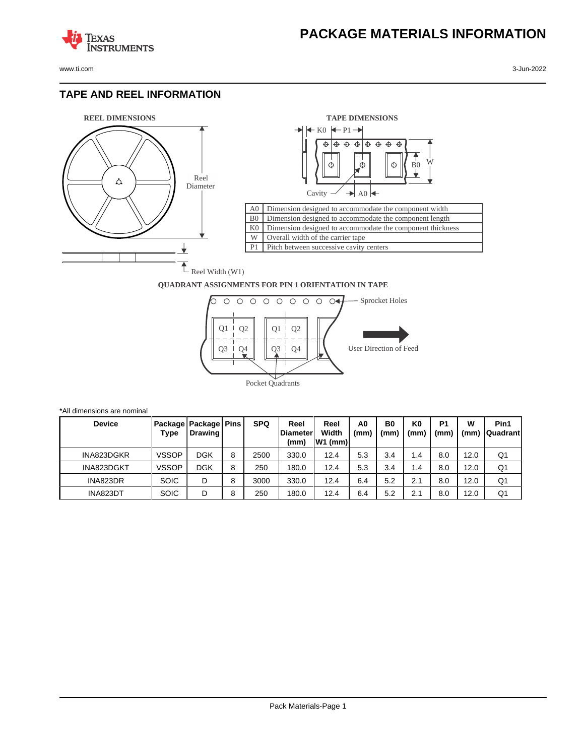# PACKAGE MATERIALS INFORMATION

## TAPE AND REEL INFORMATION

**REEL DIMENSIONS**

Reel Diameter

Reel Width (W1)

**TAPE DIMENSIONS**

K0 P1

B0 W

Cavity A0

| | |
|---|---|
| A0 | Dimension designed to accommodate the component width |
| B0 | Dimension designed to accommodate the component length |
| K0 | Dimension designed to accommodate the component thickness |
| W | Overall width of the carrier tape |
| P1 | Pitch between successive cavity centers |

**QUADRANT ASSIGNMENTS FOR PIN 1 ORIENTATION IN TAPE**

Sprocket Holes

Q1 Q2 Q3 Q4

User Direction of Feed

Pocket Quadrants

*All dimensions are nominal

| Device | Package Type | Package Drawing | Pins | SPQ | Reel Diameter (mm) | Reel Width W1 (mm) | A0 (mm) | B0 (mm) | K0 (mm) | P1 (mm) | W (mm) | Pin1 Quadrant |
|---|---|---|---|---|---|---|---|---|---|---|---|---|
| INA823DGKR | VSSOP | DGK | 8 | 2500 | 330.0 | 12.4 | 5.3 | 3.4 | 1.4 | 8.0 | 12.0 | Q1 |
| INA823DGKT | VSSOP | DGK | 8 | 250 | 180.0 | 12.4 | 5.3 | 3.4 | 1.4 | 8.0 | 12.0 | Q1 |
| INA823DR | SOIC | D | 8 | 3000 | 330.0 | 12.4 | 6.4 | 5.2 | 2.1 | 8.0 | 12.0 | Q1 |
| INA823DT | SOIC | D | 8 | 250 | 180.0 | 12.4 | 6.4 | 5.2 | 2.1 | 8.0 | 12.0 | Q1 |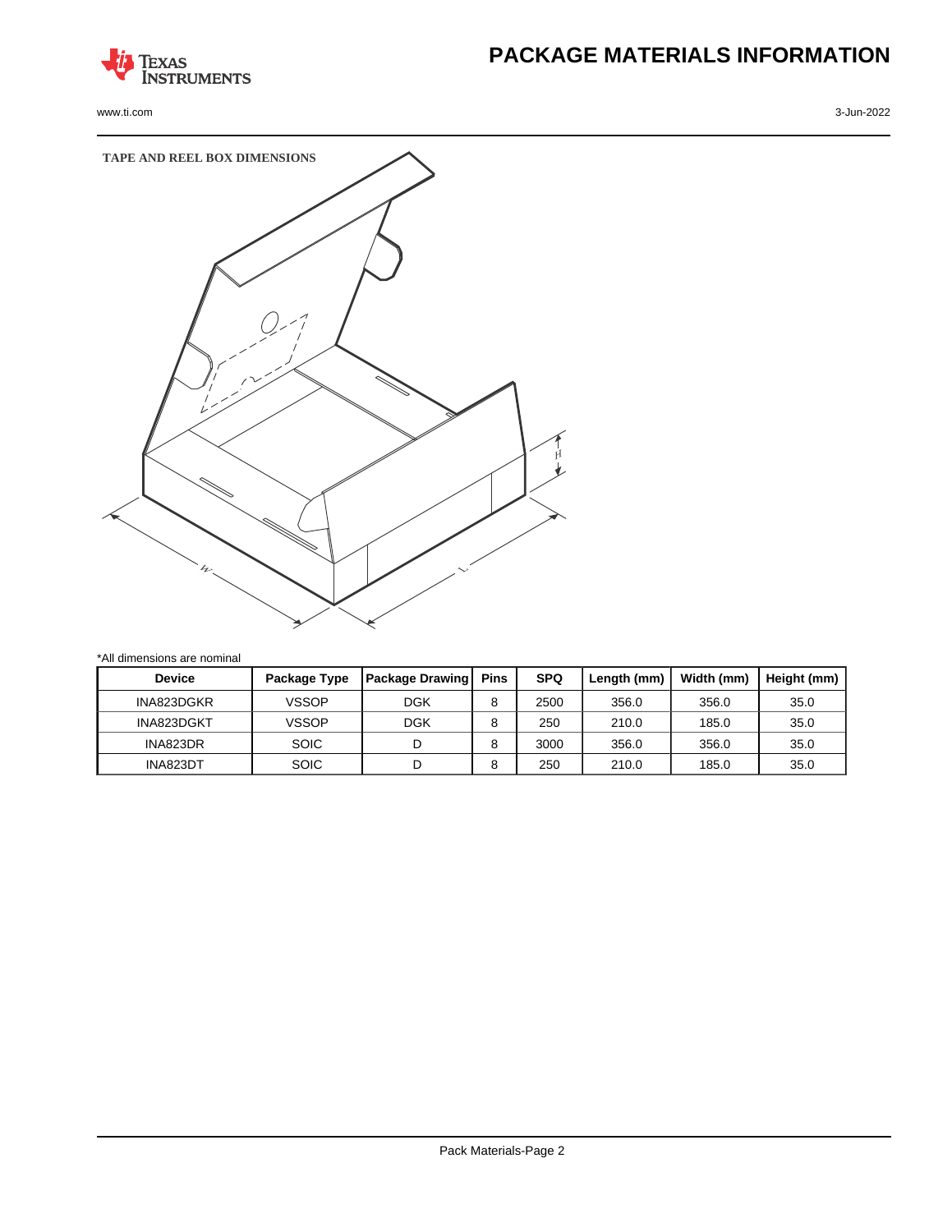# PACKAGE MATERIALS INFORMATION

www.ti.com

3-Jun-2022

**TAPE AND REEL BOX DIMENSIONS**

H

W

L

*All dimensions are nominal

| Device | Package Type | Package Drawing | Pins | SPQ | Length (mm) | Width (mm) | Height (mm) |
|---|---|---|---|---|---|---|---|
| INA823DGKR | VSSOP | DGK | 8 | 2500 | 356.0 | 356.0 | 35.0 |
| INA823DGKT | VSSOP | DGK | 8 | 250 | 210.0 | 185.0 | 35.0 |
| INA823DR | SOIC | D | 8 | 3000 | 356.0 | 356.0 | 35.0 |
| INA823DT | SOIC | D | 8 | 250 | 210.0 | 185.0 | 35.0 |